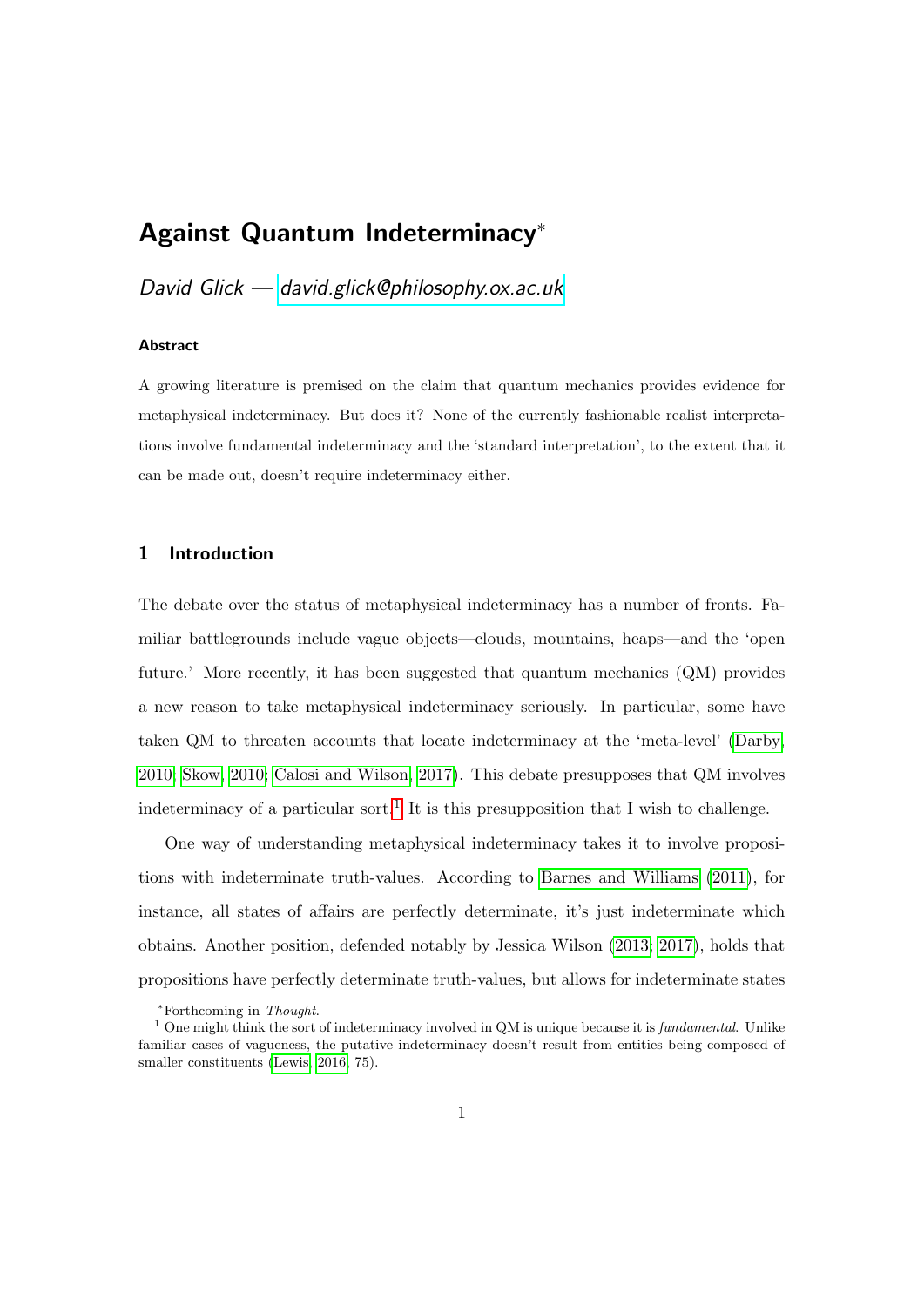# Against Quantum Indeterminacy*

*David Glick — david.glick@philosophy.ox.ac.uk*

### Abstract

A growing literature is premised on the claim that quantum mechanics provides evidence for metaphysical indeterminacy. But does it? None of the currently fashionable realist interpretations involve fundamental indeterminacy and the 'standard interpretation', to the extent that it can be made out, doesn't require indeterminacy either.

## 1 Introduction

The debate over the status of metaphysical indeterminacy has a number of fronts. Familiar battlegrounds include vague objects—clouds, mountains, heaps—and the 'open future.' More recently, it has been suggested that quantum mechanics (QM) provides a new reason to take metaphysical indeterminacy seriously. In particular, some have taken QM to threaten accounts that locate indeterminacy at the 'meta-level' (Darby, 2010; Skow, 2010; Calosi and Wilson, 2017). This debate presupposes that QM involves indeterminacy of a particular sort.[1] It is this presupposition that I wish to challenge.

One way of understanding metaphysical indeterminacy takes it to involve propositions with indeterminate truth-values. According to Barnes and Williams (2011), for instance, all states of affairs are perfectly determinate, it's just indeterminate which obtains. Another position, defended notably by Jessica Wilson (2013; 2017), holds that propositions have perfectly determinate truth-values, but allows for indeterminate states

---

*Forthcoming in *Thought*.

[1] One might think the sort of indeterminacy involved in QM is unique because it is *fundamental*. Unlike familiar cases of vagueness, the putative indeterminacy doesn't result from entities being composed of smaller constituents (Lewis, 2016, 75).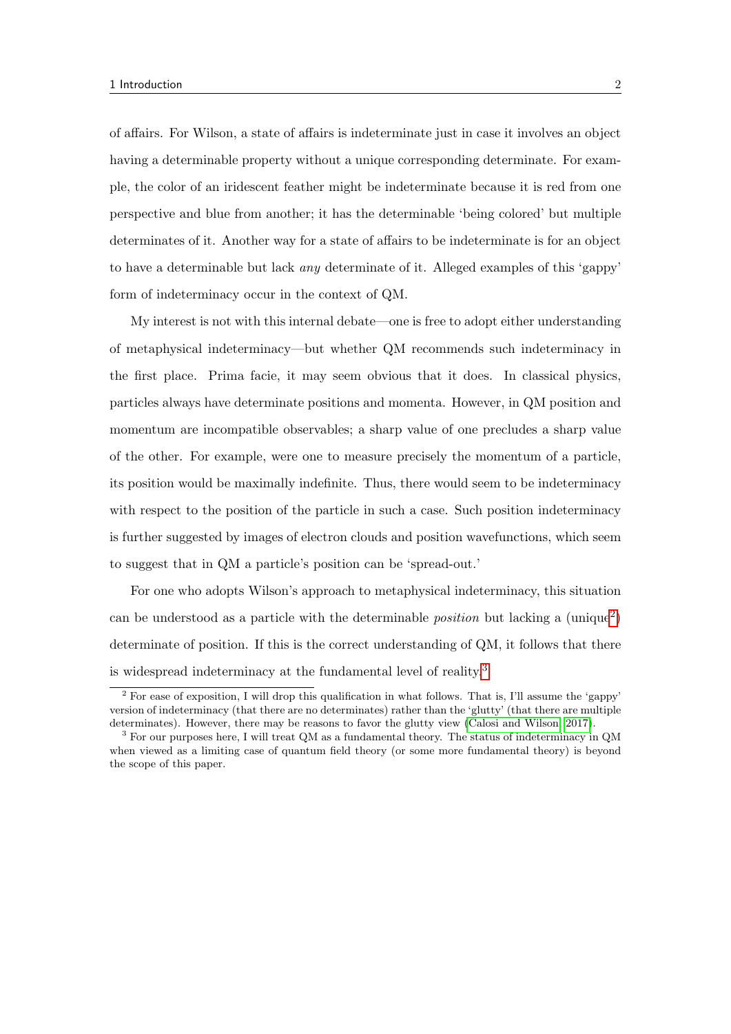of affairs. For Wilson, a state of affairs is indeterminate just in case it involves an object having a determinable property without a unique corresponding determinate. For example, the color of an iridescent feather might be indeterminate because it is red from one perspective and blue from another; it has the determinable 'being colored' but multiple determinates of it. Another way for a state of affairs to be indeterminate is for an object to have a determinable but lack *any* determinate of it. Alleged examples of this 'gappy' form of indeterminacy occur in the context of QM.

My interest is not with this internal debate—one is free to adopt either understanding of metaphysical indeterminacy—but whether QM recommends such indeterminacy in the first place. Prima facie, it may seem obvious that it does. In classical physics, particles always have determinate positions and momenta. However, in QM position and momentum are incompatible observables; a sharp value of one precludes a sharp value of the other. For example, were one to measure precisely the momentum of a particle, its position would be maximally indefinite. Thus, there would seem to be indeterminacy with respect to the position of the particle in such a case. Such position indeterminacy is further suggested by images of electron clouds and position wavefunctions, which seem to suggest that in QM a particle's position can be 'spread-out.'

For one who adopts Wilson's approach to metaphysical indeterminacy, this situation can be understood as a particle with the determinable *position* but lacking a (unique[2]) determinate of position. If this is the correct understanding of QM, it follows that there is widespread indeterminacy at the fundamental level of reality.[3]

[2] For ease of exposition, I will drop this qualification in what follows. That is, I'll assume the 'gappy' version of indeterminacy (that there are no determinates) rather than the 'glutty' (that there are multiple determinates). However, there may be reasons to favor the glutty view (Calosi and Wilson, 2017).

[3] For our purposes here, I will treat QM as a fundamental theory. The status of indeterminacy in QM when viewed as a limiting case of quantum field theory (or some more fundamental theory) is beyond the scope of this paper.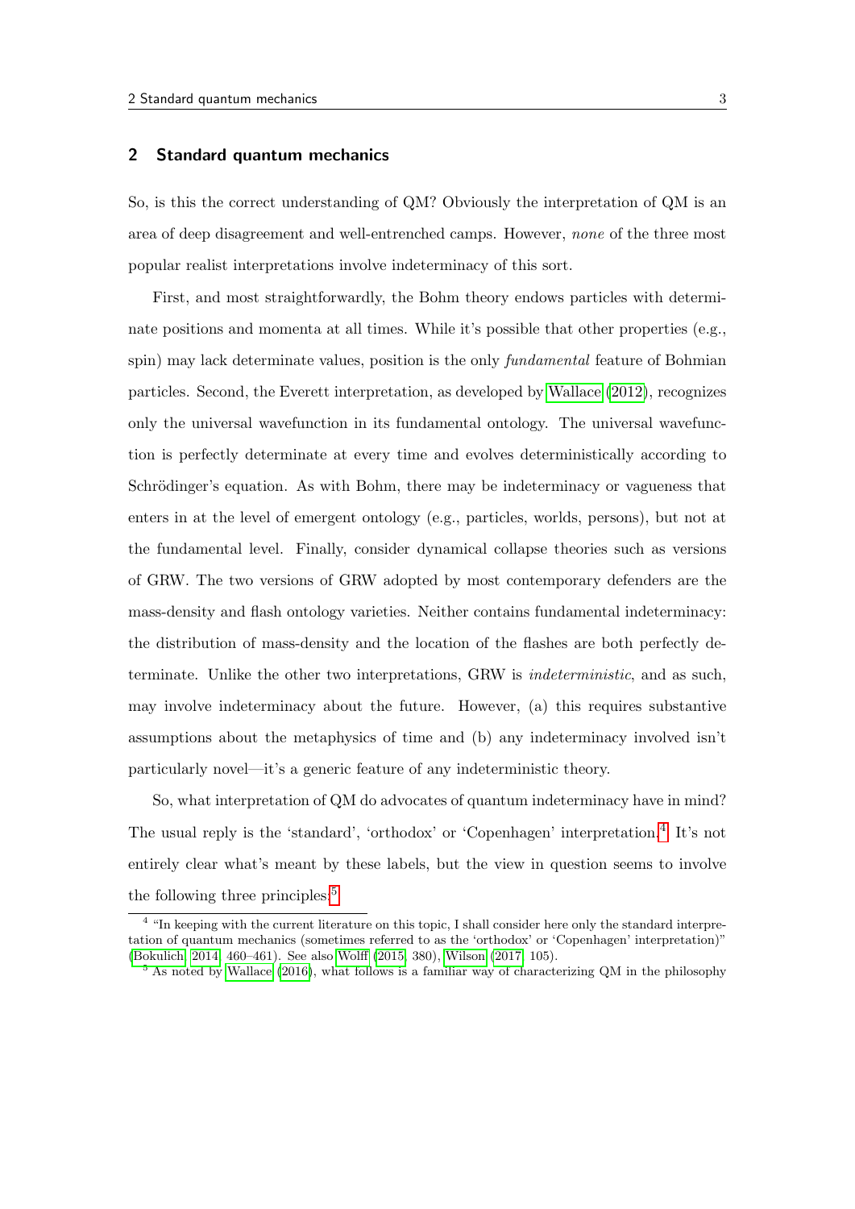## 2 Standard quantum mechanics

So, is this the correct understanding of QM? Obviously the interpretation of QM is an area of deep disagreement and well-entrenched camps. However, *none* of the three most popular realist interpretations involve indeterminacy of this sort.

First, and most straightforwardly, the Bohm theory endows particles with determinate positions and momenta at all times. While it's possible that other properties (e.g., spin) may lack determinate values, position is the only *fundamental* feature of Bohmian particles. Second, the Everett interpretation, as developed by Wallace (2012), recognizes only the universal wavefunction in its fundamental ontology. The universal wavefunction is perfectly determinate at every time and evolves deterministically according to Schrödinger's equation. As with Bohm, there may be indeterminacy or vagueness that enters in at the level of emergent ontology (e.g., particles, worlds, persons), but not at the fundamental level. Finally, consider dynamical collapse theories such as versions of GRW. The two versions of GRW adopted by most contemporary defenders are the mass-density and flash ontology varieties. Neither contains fundamental indeterminacy: the distribution of mass-density and the location of the flashes are both perfectly determinate. Unlike the other two interpretations, GRW is *indeterministic*, and as such, may involve indeterminacy about the future. However, (a) this requires substantive assumptions about the metaphysics of time and (b) any indeterminacy involved isn't particularly novel—it's a generic feature of any indeterministic theory.

So, what interpretation of QM do advocates of quantum indeterminacy have in mind? The usual reply is the 'standard', 'orthodox' or 'Copenhagen' interpretation.[4] It's not entirely clear what's meant by these labels, but the view in question seems to involve the following three principles:[5]

[4] "In keeping with the current literature on this topic, I shall consider here only the standard interpretation of quantum mechanics (sometimes referred to as the 'orthodox' or 'Copenhagen' interpretation)" (Bokulich 2014, 460–461). See also Wolff (2015, 380), Wilson (2017, 105).

[5] As noted by Wallace (2016), what follows is a familiar way of characterizing QM in the philosophy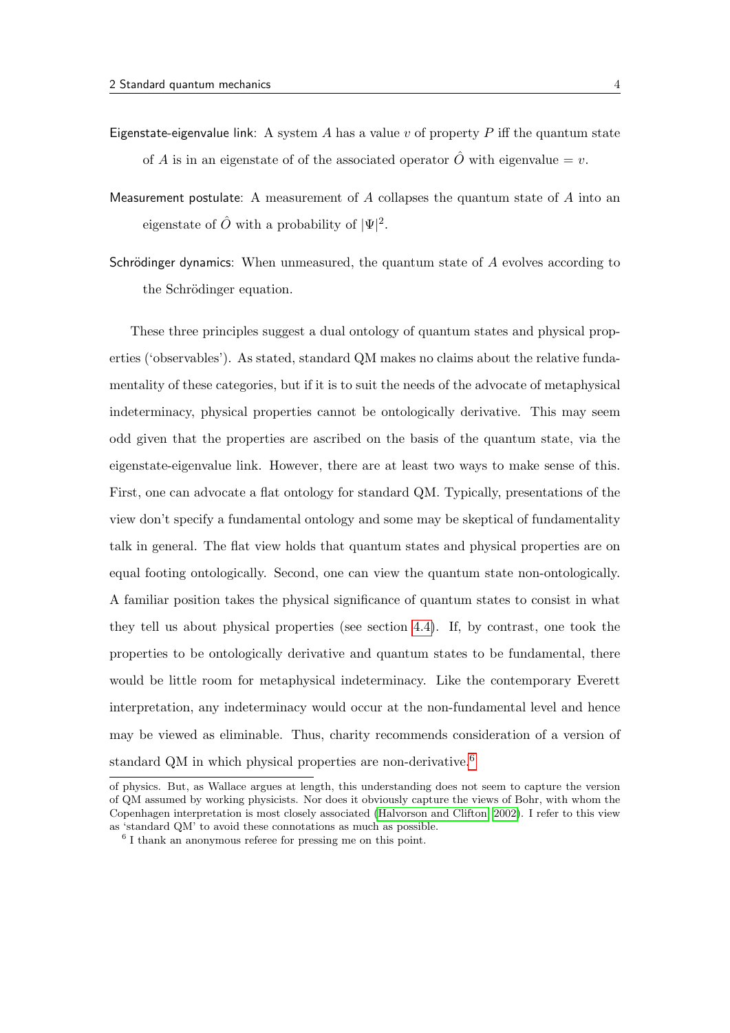**Eigenstate-eigenvalue link**: A system $A$ has a value $v$ of property $P$ iff the quantum state of $A$ is in an eigenstate of of the associated operator $\hat{O}$ with eigenvalue $= v$.

**Measurement postulate**: A measurement of $A$ collapses the quantum state of $A$ into an eigenstate of $\hat{O}$ with a probability of $|\Psi|^2$.

**Schrödinger dynamics**: When unmeasured, the quantum state of $A$ evolves according to the Schrödinger equation.

These three principles suggest a dual ontology of quantum states and physical properties ('observables'). As stated, standard QM makes no claims about the relative fundamentality of these categories, but if it is to suit the needs of the advocate of metaphysical indeterminacy, physical properties cannot be ontologically derivative. This may seem odd given that the properties are ascribed on the basis of the quantum state, via the eigenstate-eigenvalue link. However, there are at least two ways to make sense of this. First, one can advocate a flat ontology for standard QM. Typically, presentations of the view don't specify a fundamental ontology and some may be skeptical of fundamentality talk in general. The flat view holds that quantum states and physical properties are on equal footing ontologically. Second, one can view the quantum state non-ontologically. A familiar position takes the physical significance of quantum states to consist in what they tell us about physical properties (see section 4.4). If, by contrast, one took the properties to be ontologically derivative and quantum states to be fundamental, there would be little room for metaphysical indeterminacy. Like the contemporary Everett interpretation, any indeterminacy would occur at the non-fundamental level and hence may be viewed as eliminable. Thus, charity recommends consideration of a version of standard QM in which physical properties are non-derivative.[6]

---

of physics. But, as Wallace argues at length, this understanding does not seem to capture the version of QM assumed by working physicists. Nor does it obviously capture the views of Bohr, with whom the Copenhagen interpretation is most closely associated (Halvorson and Clifton 2002). I refer to this view as 'standard QM' to avoid these connotations as much as possible.

[6] I thank an anonymous referee for pressing me on this point.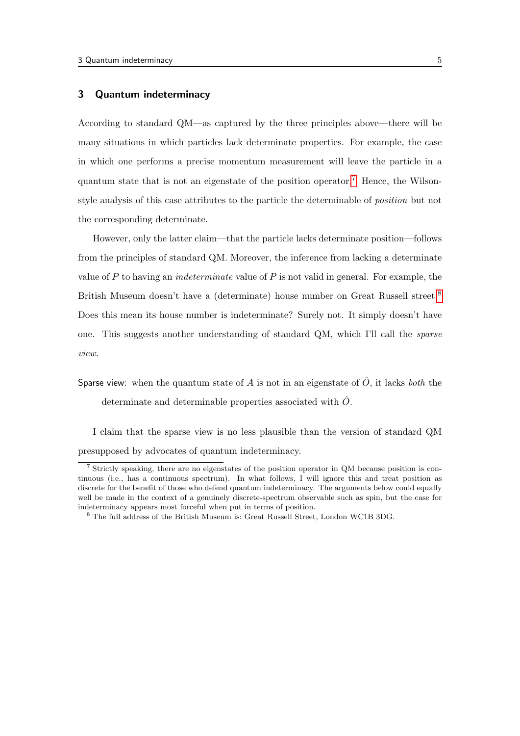## 3 Quantum indeterminacy

According to standard QM—as captured by the three principles above—there will be many situations in which particles lack determinate properties. For example, the case in which one performs a precise momentum measurement will leave the particle in a quantum state that is not an eigenstate of the position operator.[7] Hence, the Wilson-style analysis of this case attributes to the particle the determinable of *position* but not the corresponding determinate.

However, only the latter claim—that the particle lacks determinate position—follows from the principles of standard QM. Moreover, the inference from lacking a determinate value of $P$ to having an *indeterminate* value of $P$ is not valid in general. For example, the British Museum doesn't have a (determinate) house number on Great Russell street.[8] Does this mean its house number is indeterminate? Surely not. It simply doesn't have one. This suggests another understanding of standard QM, which I'll call the *sparse view*.

Sparse view: when the quantum state of $A$ is not in an eigenstate of $\hat{O}$, it lacks *both* the determinate and determinable properties associated with $\hat{O}$.

I claim that the sparse view is no less plausible than the version of standard QM presupposed by advocates of quantum indeterminacy.

---

[7] Strictly speaking, there are no eigenstates of the position operator in QM because position is continuous (i.e., has a continuous spectrum). In what follows, I will ignore this and treat position as discrete for the benefit of those who defend quantum indeterminacy. The arguments below could equally well be made in the context of a genuinely discrete-spectrum observable such as spin, but the case for indeterminacy appears most forceful when put in terms of position.

[8] The full address of the British Museum is: Great Russell Street, London WC1B 3DG.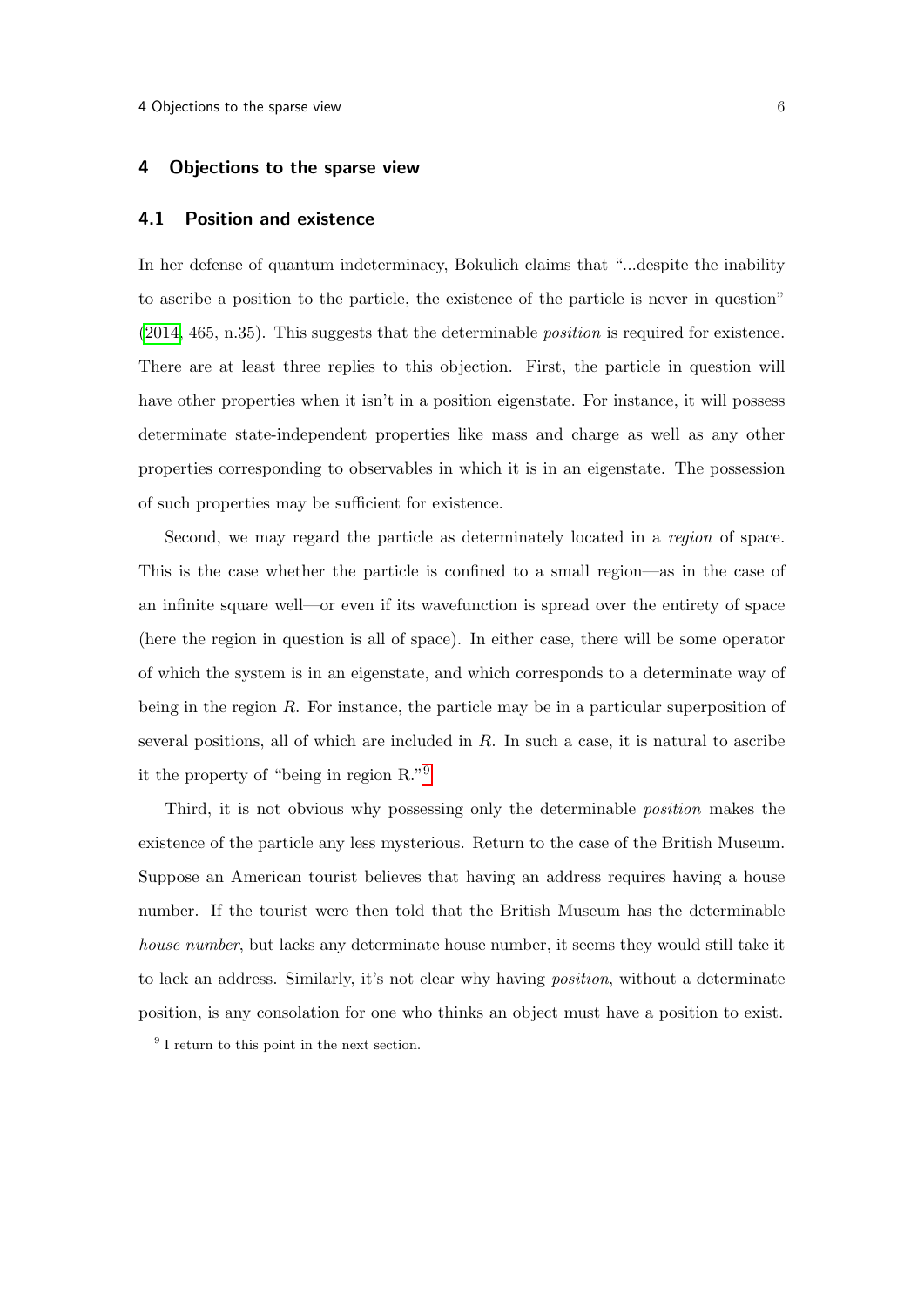## 4 Objections to the sparse view

### 4.1 Position and existence

In her defense of quantum indeterminacy, Bokulich claims that "...despite the inability to ascribe a position to the particle, the existence of the particle is never in question" (2014, 465, n.35). This suggests that the determinable *position* is required for existence. There are at least three replies to this objection. First, the particle in question will have other properties when it isn't in a position eigenstate. For instance, it will possess determinate state-independent properties like mass and charge as well as any other properties corresponding to observables in which it is in an eigenstate. The possession of such properties may be sufficient for existence.

Second, we may regard the particle as determinately located in a *region* of space. This is the case whether the particle is confined to a small region—as in the case of an infinite square well—or even if its wavefunction is spread over the entirety of space (here the region in question is all of space). In either case, there will be some operator of which the system is in an eigenstate, and which corresponds to a determinate way of being in the region $R$. For instance, the particle may be in a particular superposition of several positions, all of which are included in $R$. In such a case, it is natural to ascribe it the property of "being in region R."[9]

Third, it is not obvious why possessing only the determinable *position* makes the existence of the particle any less mysterious. Return to the case of the British Museum. Suppose an American tourist believes that having an address requires having a house number. If the tourist were then told that the British Museum has the determinable *house number*, but lacks any determinate house number, it seems they would still take it to lack an address. Similarly, it's not clear why having *position*, without a determinate position, is any consolation for one who thinks an object must have a position to exist.

[9] I return to this point in the next section.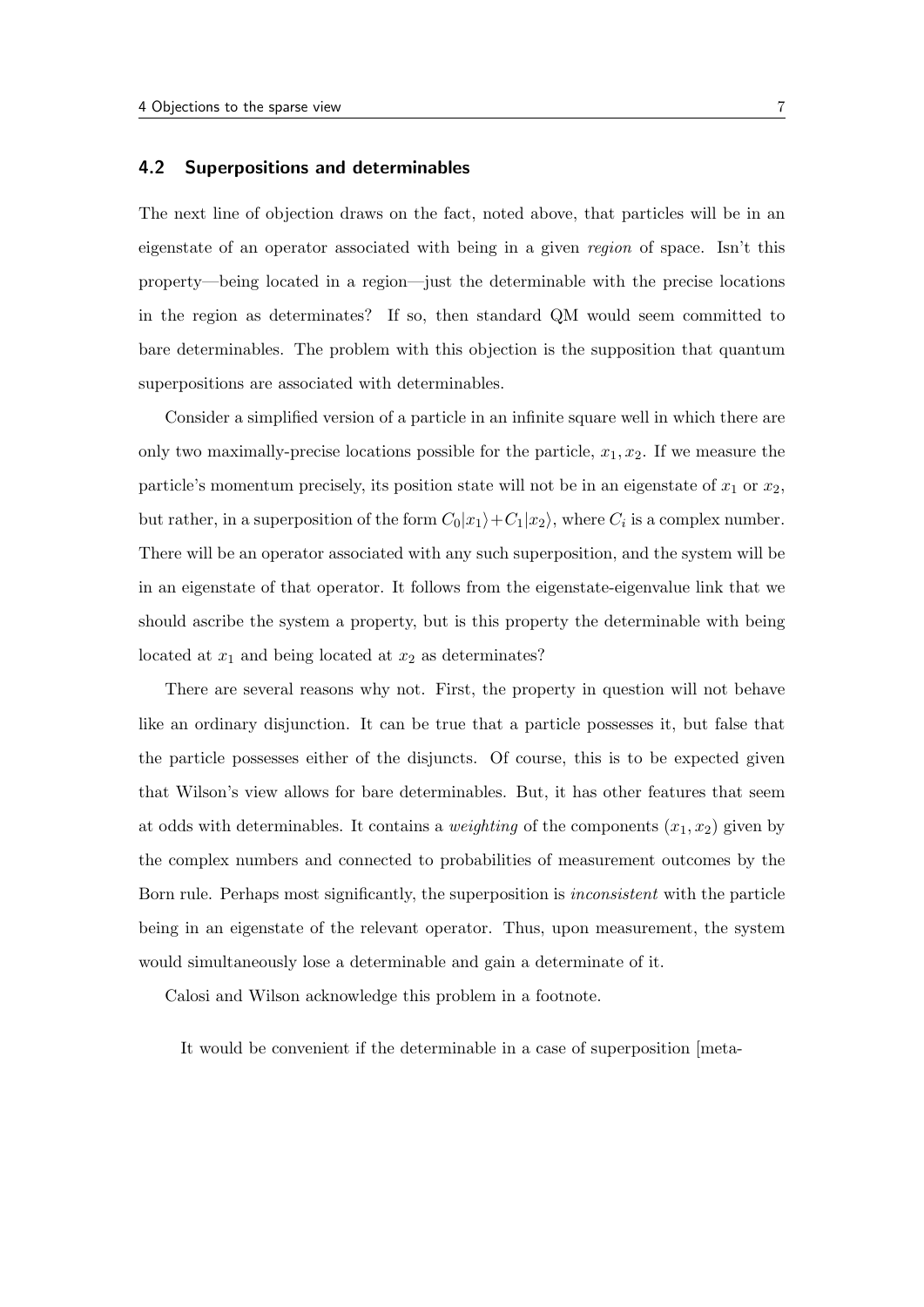### 4.2 Superpositions and determinables

The next line of objection draws on the fact, noted above, that particles will be in an eigenstate of an operator associated with being in a given *region* of space. Isn't this property—being located in a region—just the determinable with the precise locations in the region as determinates? If so, then standard QM would seem committed to bare determinables. The problem with this objection is the supposition that quantum superpositions are associated with determinables.

Consider a simplified version of a particle in an infinite square well in which there are only two maximally-precise locations possible for the particle, $x_1, x_2$. If we measure the particle's momentum precisely, its position state will not be in an eigenstate of $x_1$ or $x_2$, but rather, in a superposition of the form $C_0|x_1\rangle + C_1|x_2\rangle$, where $C_i$ is a complex number. There will be an operator associated with any such superposition, and the system will be in an eigenstate of that operator. It follows from the eigenstate-eigenvalue link that we should ascribe the system a property, but is this property the determinable with being located at $x_1$ and being located at $x_2$ as determinates?

There are several reasons why not. First, the property in question will not behave like an ordinary disjunction. It can be true that a particle possesses it, but false that the particle possesses either of the disjuncts. Of course, this is to be expected given that Wilson's view allows for bare determinables. But, it has other features that seem at odds with determinables. It contains a *weighting* of the components $(x_1, x_2)$ given by the complex numbers and connected to probabilities of measurement outcomes by the Born rule. Perhaps most significantly, the superposition is *inconsistent* with the particle being in an eigenstate of the relevant operator. Thus, upon measurement, the system would simultaneously lose a determinable and gain a determinate of it.

Calosi and Wilson acknowledge this problem in a footnote.

> It would be convenient if the determinable in a case of superposition [meta-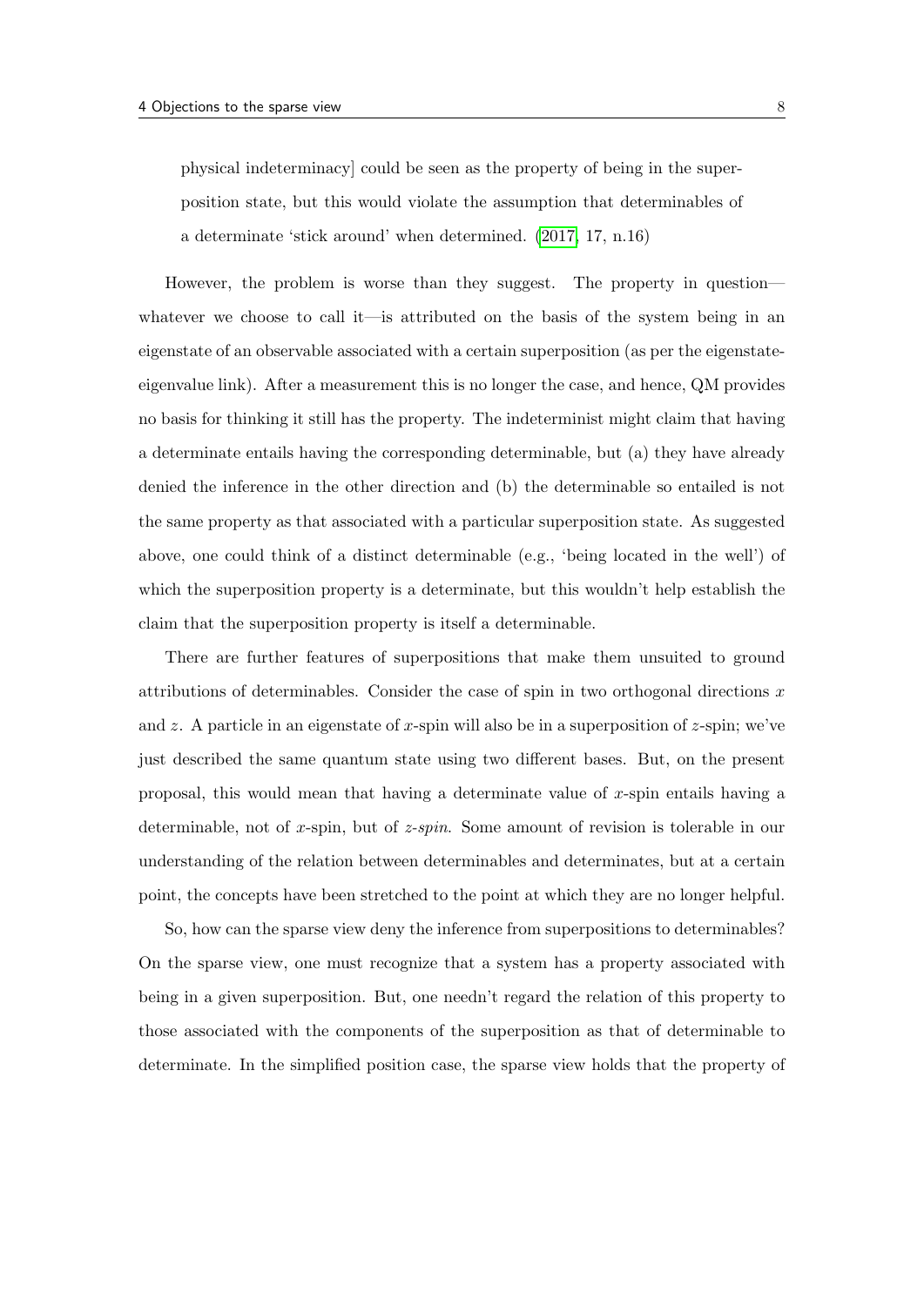> physical indeterminacy] could be seen as the property of being in the superposition state, but this would violate the assumption that determinables of a determinate 'stick around' when determined. (2017, 17, n.16)

However, the problem is worse than they suggest. The property in question—whatever we choose to call it—is attributed on the basis of the system being in an eigenstate of an observable associated with a certain superposition (as per the eigenstate-eigenvalue link). After a measurement this is no longer the case, and hence, QM provides no basis for thinking it still has the property. The indeterminist might claim that having a determinate entails having the corresponding determinable, but (a) they have already denied the inference in the other direction and (b) the determinable so entailed is not the same property as that associated with a particular superposition state. As suggested above, one could think of a distinct determinable (e.g., 'being located in the well') of which the superposition property is a determinate, but this wouldn't help establish the claim that the superposition property is itself a determinable.

There are further features of superpositions that make them unsuited to ground attributions of determinables. Consider the case of spin in two orthogonal directions $x$ and $z$. A particle in an eigenstate of $x$-spin will also be in a superposition of $z$-spin; we've just described the same quantum state using two different bases. But, on the present proposal, this would mean that having a determinate value of $x$-spin entails having a determinable, not of $x$-spin, but of *$z$-spin*. Some amount of revision is tolerable in our understanding of the relation between determinables and determinates, but at a certain point, the concepts have been stretched to the point at which they are no longer helpful.

So, how can the sparse view deny the inference from superpositions to determinables? On the sparse view, one must recognize that a system has a property associated with being in a given superposition. But, one needn't regard the relation of this property to those associated with the components of the superposition as that of determinable to determinate. In the simplified position case, the sparse view holds that the property of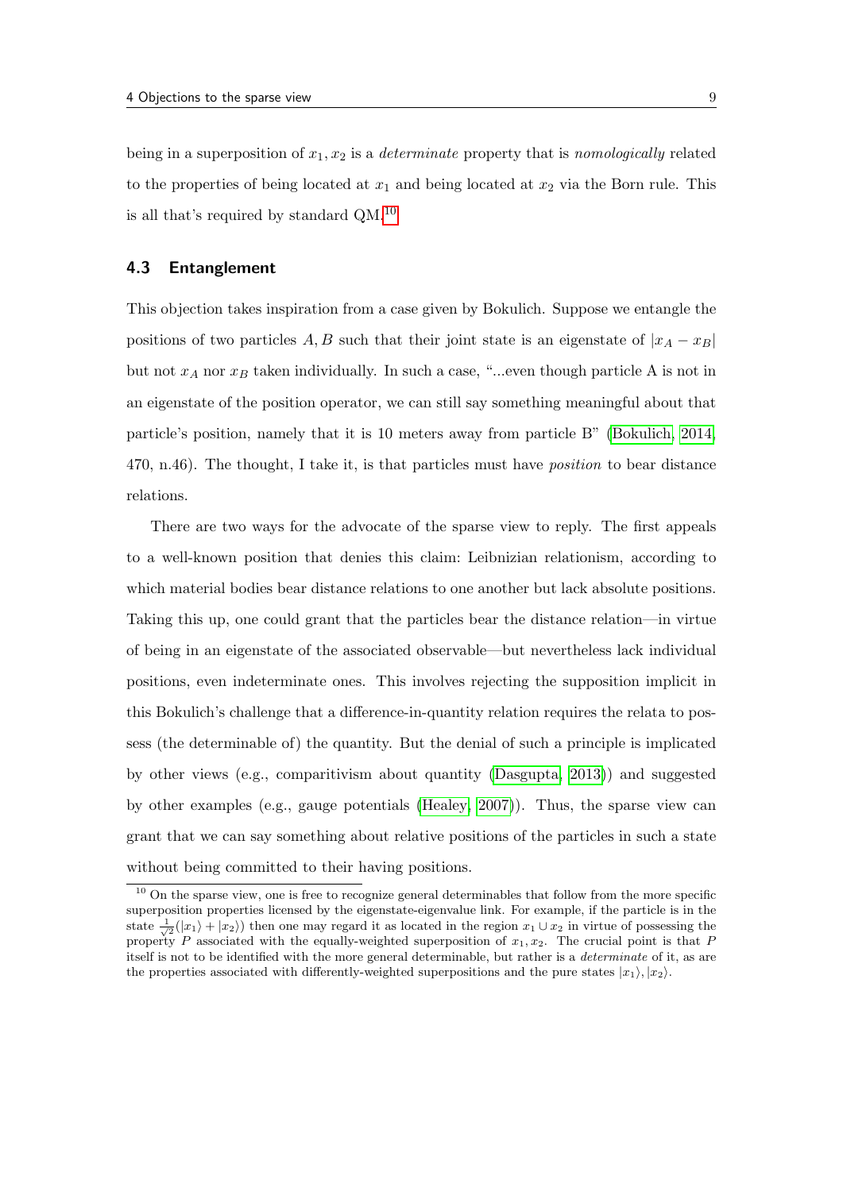being in a superposition of $x_1, x_2$ is a *determinate* property that is *nomologically* related to the properties of being located at $x_1$ and being located at $x_2$ via the Born rule. This is all that's required by standard QM.[10]

### 4.3 Entanglement

This objection takes inspiration from a case given by Bokulich. Suppose we entangle the positions of two particles $A, B$ such that their joint state is an eigenstate of $|x_A - x_B|$ but not $x_A$ nor $x_B$ taken individually. In such a case, "...even though particle A is not in an eigenstate of the position operator, we can still say something meaningful about that particle's position, namely that it is 10 meters away from particle B" (Bokulich, 2014, 470, n.46). The thought, I take it, is that particles must have *position* to bear distance relations.

There are two ways for the advocate of the sparse view to reply. The first appeals to a well-known position that denies this claim: Leibnizian relationism, according to which material bodies bear distance relations to one another but lack absolute positions. Taking this up, one could grant that the particles bear the distance relation—in virtue of being in an eigenstate of the associated observable—but nevertheless lack individual positions, even indeterminate ones. This involves rejecting the supposition implicit in this Bokulich's challenge that a difference-in-quantity relation requires the relata to possess (the determinable of) the quantity. But the denial of such a principle is implicated by other views (e.g., comparitivism about quantity (Dasgupta, 2013)) and suggested by other examples (e.g., gauge potentials (Healey, 2007)). Thus, the sparse view can grant that we can say something about relative positions of the particles in such a state without being committed to their having positions.

[10] On the sparse view, one is free to recognize general determinables that follow from the more specific superposition properties licensed by the eigenstate-eigenvalue link. For example, if the particle is in the state $\frac{1}{\sqrt{2}}(|x_1\rangle + |x_2\rangle)$ then one may regard it as located in the region $x_1 \cup x_2$ in virtue of possessing the property $P$ associated with the equally-weighted superposition of $x_1, x_2$. The crucial point is that $P$ itself is not to be identified with the more general determinable, but rather is a *determinate* of it, as are the properties associated with differently-weighted superpositions and the pure states $|x_1\rangle, |x_2\rangle$.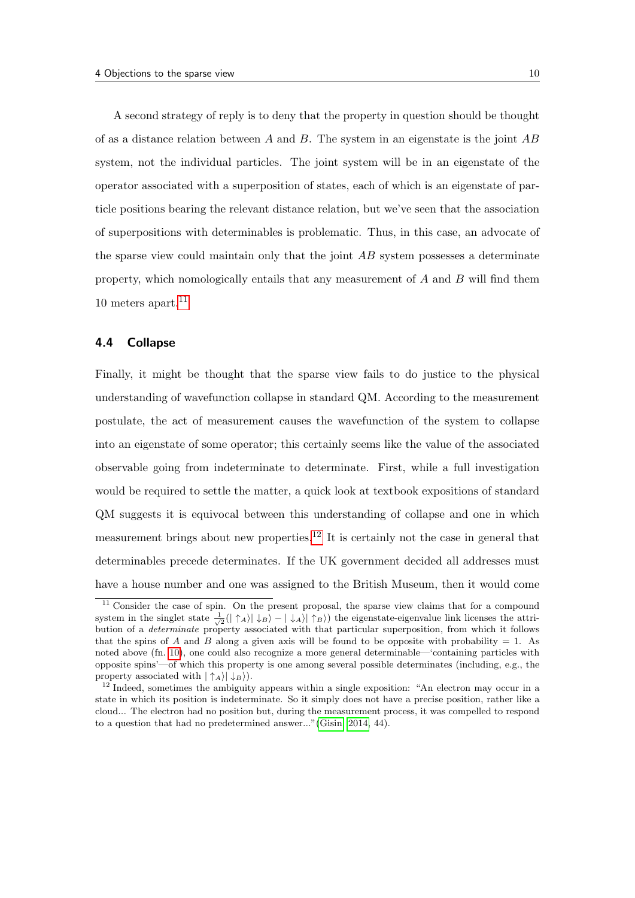A second strategy of reply is to deny that the property in question should be thought of as a distance relation between $A$ and $B$. The system in an eigenstate is the joint $AB$ system, not the individual particles. The joint system will be in an eigenstate of the operator associated with a superposition of states, each of which is an eigenstate of particle positions bearing the relevant distance relation, but we've seen that the association of superpositions with determinables is problematic. Thus, in this case, an advocate of the sparse view could maintain only that the joint $AB$ system possesses a determinate property, which nomologically entails that any measurement of $A$ and $B$ will find them 10 meters apart.[11]

### 4.4 Collapse

Finally, it might be thought that the sparse view fails to do justice to the physical understanding of wavefunction collapse in standard QM. According to the measurement postulate, the act of measurement causes the wavefunction of the system to collapse into an eigenstate of some operator; this certainly seems like the value of the associated observable going from indeterminate to determinate. First, while a full investigation would be required to settle the matter, a quick look at textbook expositions of standard QM suggests it is equivocal between this understanding of collapse and one in which measurement brings about new properties.[12] It is certainly not the case in general that determinables precede determinates. If the UK government decided all addresses must have a house number and one was assigned to the British Museum, then it would come

---

[11] Consider the case of spin. On the present proposal, the sparse view claims that for a compound system in the singlet state $\frac{1}{\sqrt{2}}(|\uparrow_A\rangle|\downarrow_B\rangle - |\downarrow_A\rangle|\uparrow_B\rangle)$ the eigenstate-eigenvalue link licenses the attribution of a *determinate* property associated with that particular superposition, from which it follows that the spins of $A$ and $B$ along a given axis will be found to be opposite with probability = 1. As noted above (fn. 10), one could also recognize a more general determinable—'containing particles with opposite spins'—of which this property is one among several possible determinates (including, e.g., the property associated with $|\uparrow_A\rangle|\downarrow_B\rangle$).

[12] Indeed, sometimes the ambiguity appears within a single exposition: "An electron may occur in a state in which its position is indeterminate. So it simply does not have a precise position, rather like a cloud... The electron had no position but, during the measurement process, it was compelled to respond to a question that had no predetermined answer..." (Gisin 2014, 44).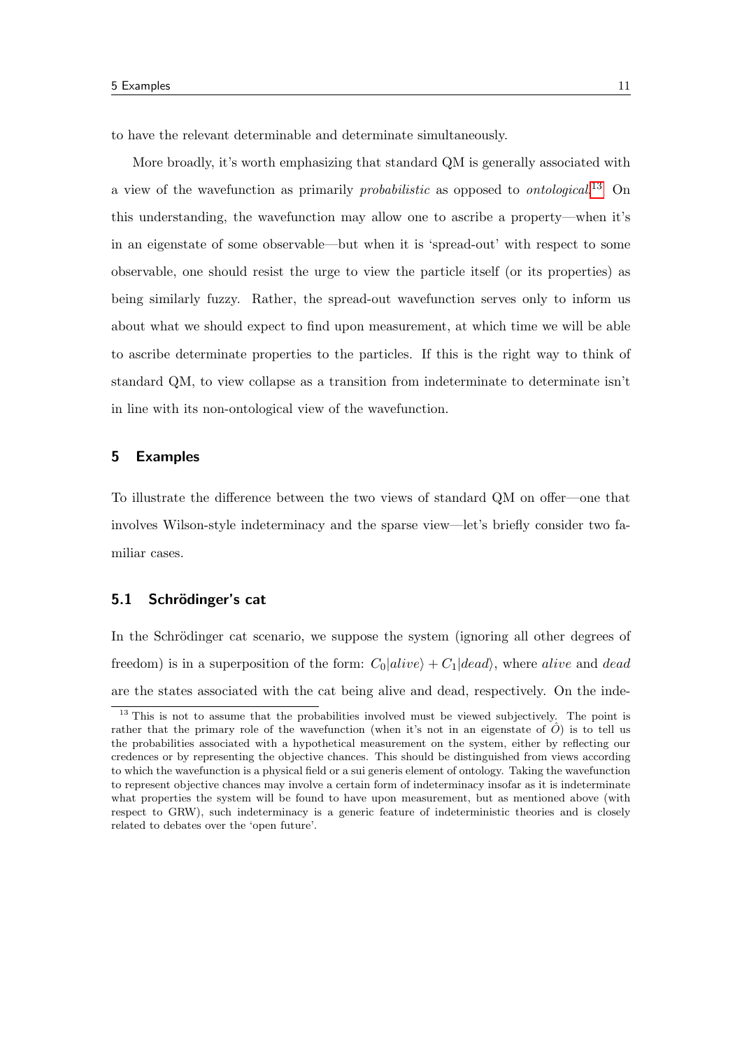to have the relevant determinable and determinate simultaneously.

More broadly, it's worth emphasizing that standard QM is generally associated with a view of the wavefunction as primarily *probabilistic* as opposed to *ontological*.[13] On this understanding, the wavefunction may allow one to ascribe a property—when it's in an eigenstate of some observable—but when it is 'spread-out' with respect to some observable, one should resist the urge to view the particle itself (or its properties) as being similarly fuzzy. Rather, the spread-out wavefunction serves only to inform us about what we should expect to find upon measurement, at which time we will be able to ascribe determinate properties to the particles. If this is the right way to think of standard QM, to view collapse as a transition from indeterminate to determinate isn't in line with its non-ontological view of the wavefunction.

## 5 Examples

To illustrate the difference between the two views of standard QM on offer—one that involves Wilson-style indeterminacy and the sparse view—let's briefly consider two familiar cases.

### 5.1 Schrödinger's cat

In the Schrödinger cat scenario, we suppose the system (ignoring all other degrees of freedom) is in a superposition of the form: $C_0|alive\rangle + C_1|dead\rangle$, where *alive* and *dead* are the states associated with the cat being alive and dead, respectively. On the inde-

[13] This is not to assume that the probabilities involved must be viewed subjectively. The point is rather that the primary role of the wavefunction (when it's not in an eigenstate of $\hat{O}$) is to tell us the probabilities associated with a hypothetical measurement on the system, either by reflecting our credences or by representing the objective chances. This should be distinguished from views according to which the wavefunction is a physical field or a sui generis element of ontology. Taking the wavefunction to represent objective chances may involve a certain form of indeterminacy insofar as it is indeterminate what properties the system will be found to have upon measurement, but as mentioned above (with respect to GRW), such indeterminacy is a generic feature of indeterministic theories and is closely related to debates over the 'open future'.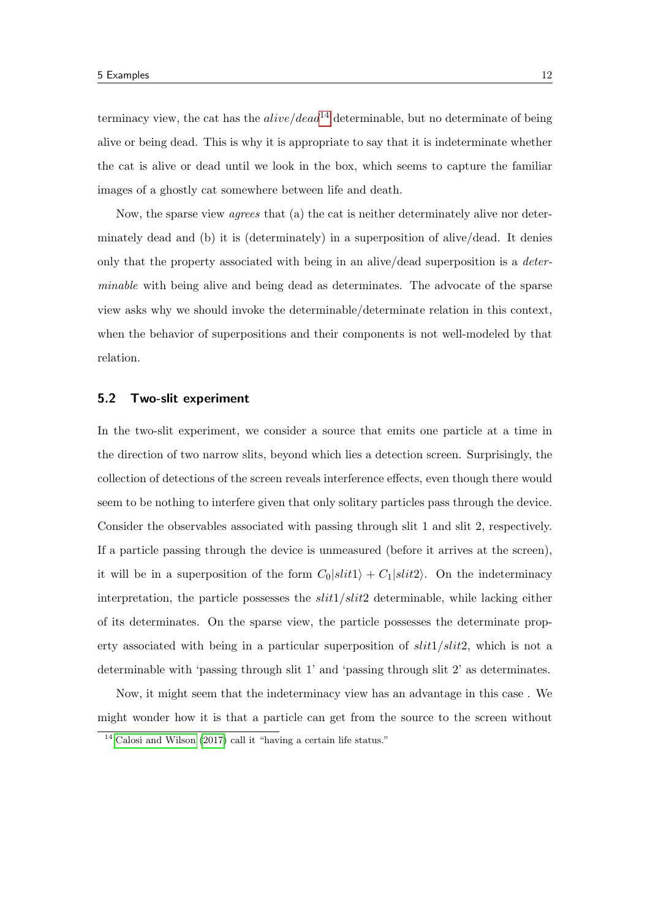terminacy view, the cat has the *alive/dead*[14] determinable, but no determinate of being alive or being dead. This is why it is appropriate to say that it is indeterminate whether the cat is alive or dead until we look in the box, which seems to capture the familiar images of a ghostly cat somewhere between life and death.

Now, the sparse view *agrees* that (a) the cat is neither determinately alive nor determinately dead and (b) it is (determinately) in a superposition of alive/dead. It denies only that the property associated with being in an alive/dead superposition is a *determinable* with being alive and being dead as determinates. The advocate of the sparse view asks why we should invoke the determinable/determinate relation in this context, when the behavior of superpositions and their components is not well-modeled by that relation.

### 5.2 Two-slit experiment

In the two-slit experiment, we consider a source that emits one particle at a time in the direction of two narrow slits, beyond which lies a detection screen. Surprisingly, the collection of detections of the screen reveals interference effects, even though there would seem to be nothing to interfere given that only solitary particles pass through the device. Consider the observables associated with passing through slit 1 and slit 2, respectively. If a particle passing through the device is unmeasured (before it arrives at the screen), it will be in a superposition of the form $C_0|slit1\rangle + C_1|slit2\rangle$. On the indeterminacy interpretation, the particle possesses the $slit1/slit2$ determinable, while lacking either of its determinates. On the sparse view, the particle possesses the determinate property associated with being in a particular superposition of $slit1/slit2$, which is not a determinable with 'passing through slit 1' and 'passing through slit 2' as determinates.

Now, it might seem that the indeterminacy view has an advantage in this case . We might wonder how it is that a particle can get from the source to the screen without

[14] Calosi and Wilson (2017) call it "having a certain life status."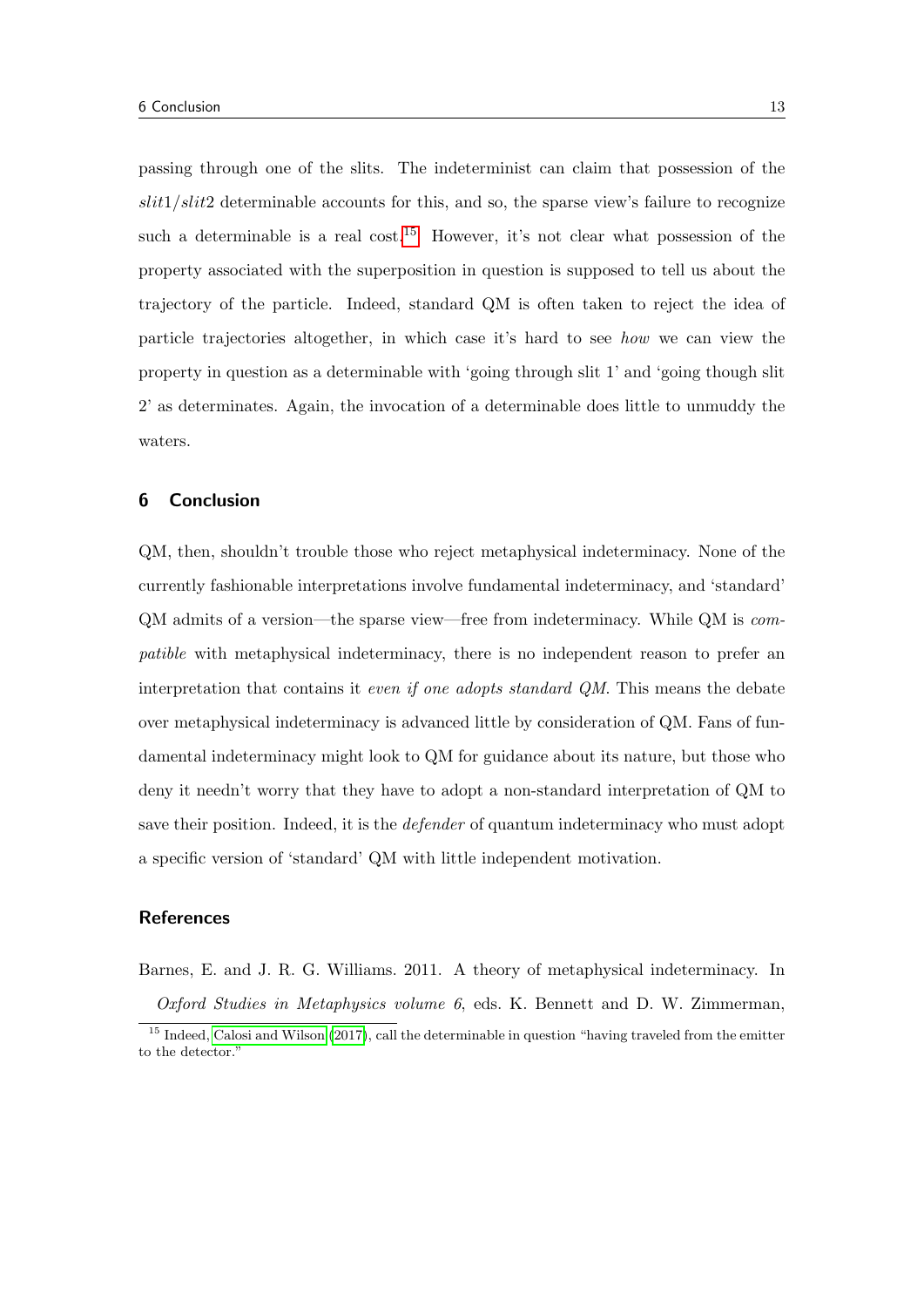passing through one of the slits. The indeterminist can claim that possession of the *slit*1/*slit*2 determinable accounts for this, and so, the sparse view's failure to recognize such a determinable is a real cost.[15] However, it's not clear what possession of the property associated with the superposition in question is supposed to tell us about the trajectory of the particle. Indeed, standard QM is often taken to reject the idea of particle trajectories altogether, in which case it's hard to see *how* we can view the property in question as a determinable with 'going through slit 1' and 'going though slit 2' as determinates. Again, the invocation of a determinable does little to unmuddy the waters.

## 6 Conclusion

QM, then, shouldn't trouble those who reject metaphysical indeterminacy. None of the currently fashionable interpretations involve fundamental indeterminacy, and 'standard' QM admits of a version—the sparse view—free from indeterminacy. While QM is *compatible* with metaphysical indeterminacy, there is no independent reason to prefer an interpretation that contains it *even if one adopts standard QM*. This means the debate over metaphysical indeterminacy is advanced little by consideration of QM. Fans of fundamental indeterminacy might look to QM for guidance about its nature, but those who deny it needn't worry that they have to adopt a non-standard interpretation of QM to save their position. Indeed, it is the *defender* of quantum indeterminacy who must adopt a specific version of 'standard' QM with little independent motivation.

## References

Barnes, E. and J. R. G. Williams. 2011. A theory of metaphysical indeterminacy. In *Oxford Studies in Metaphysics volume 6*, eds. K. Bennett and D. W. Zimmerman,

[15] Indeed, Calosi and Wilson (2017), call the determinable in question "having traveled from the emitter to the detector."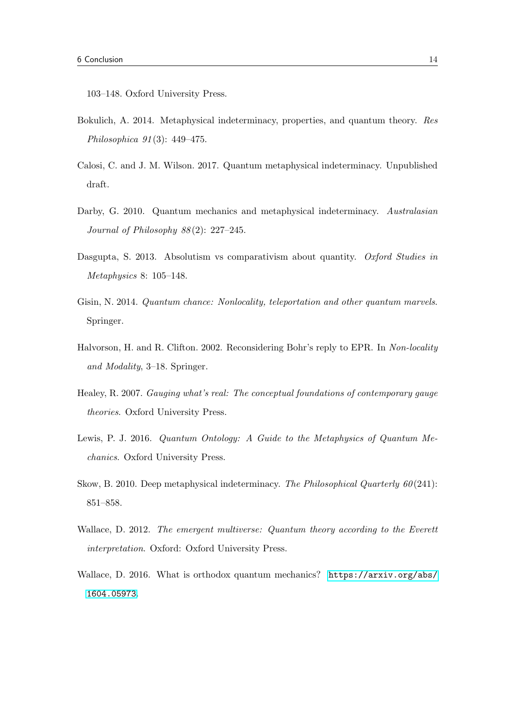103–148. Oxford University Press.

Bokulich, A. 2014. Metaphysical indeterminacy, properties, and quantum theory. *Res Philosophica 91*(3): 449–475.

Calosi, C. and J. M. Wilson. 2017. Quantum metaphysical indeterminacy. Unpublished draft.

Darby, G. 2010. Quantum mechanics and metaphysical indeterminacy. *Australasian Journal of Philosophy 88*(2): 227–245.

Dasgupta, S. 2013. Absolutism vs comparativism about quantity. *Oxford Studies in Metaphysics* 8: 105–148.

Gisin, N. 2014. *Quantum chance: Nonlocality, teleportation and other quantum marvels*. Springer.

Halvorson, H. and R. Clifton. 2002. Reconsidering Bohr's reply to EPR. In *Non-locality and Modality*, 3–18. Springer.

Healey, R. 2007. *Gauging what's real: The conceptual foundations of contemporary gauge theories*. Oxford University Press.

Lewis, P. J. 2016. *Quantum Ontology: A Guide to the Metaphysics of Quantum Mechanics*. Oxford University Press.

Skow, B. 2010. Deep metaphysical indeterminacy. *The Philosophical Quarterly 60*(241): 851–858.

Wallace, D. 2012. *The emergent multiverse: Quantum theory according to the Everett interpretation*. Oxford: Oxford University Press.

Wallace, D. 2016. What is orthodox quantum mechanics? https://arxiv.org/abs/1604.05973.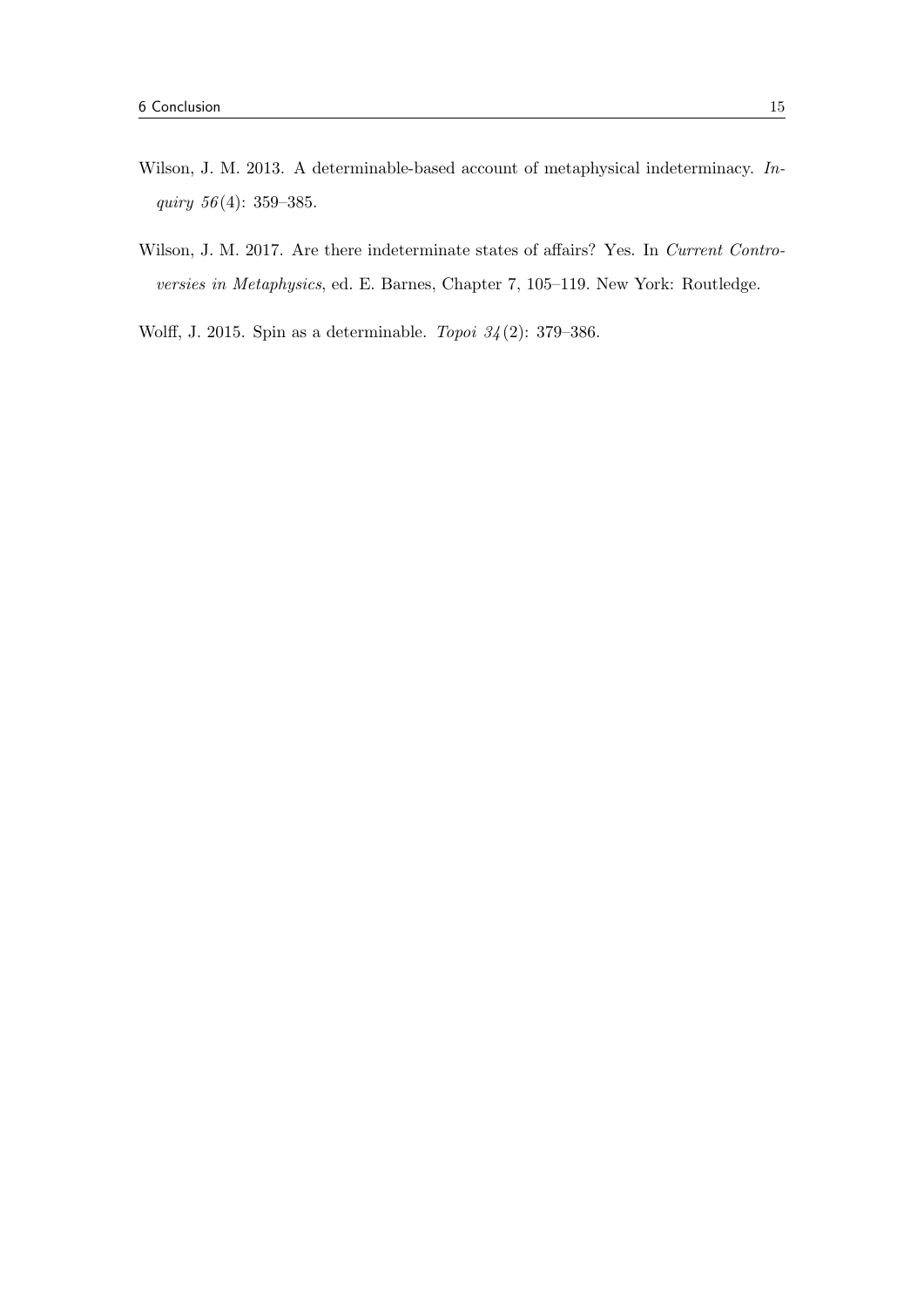Wilson, J. M. 2013. A determinable-based account of metaphysical indeterminacy. *Inquiry 56*(4): 359–385.

Wilson, J. M. 2017. Are there indeterminate states of affairs? Yes. In *Current Controversies in Metaphysics*, ed. E. Barnes, Chapter 7, 105–119. New York: Routledge.

Wolff, J. 2015. Spin as a determinable. *Topoi 34*(2): 379–386.